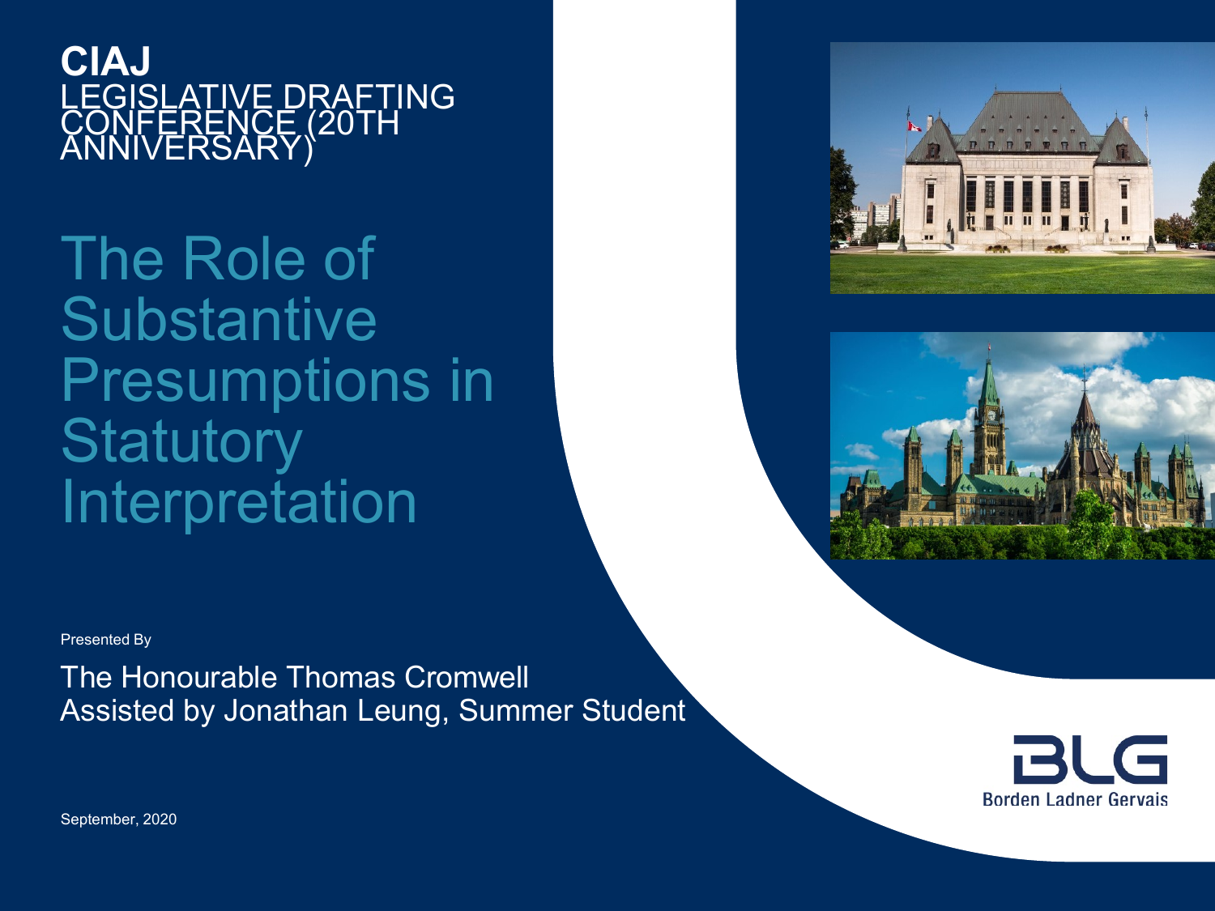**CIAJ**
LEGISLATIVE DRAFTING CONFERENCE (20TH ANNIVERSARY)

# The Role of Substantive Presumptions in Statutory Interpretation

Presented By

The Honourable Thomas Cromwell
Assisted by Jonathan Leung, Summer Student

September, 2020

BLG
Borden Ladner Gervais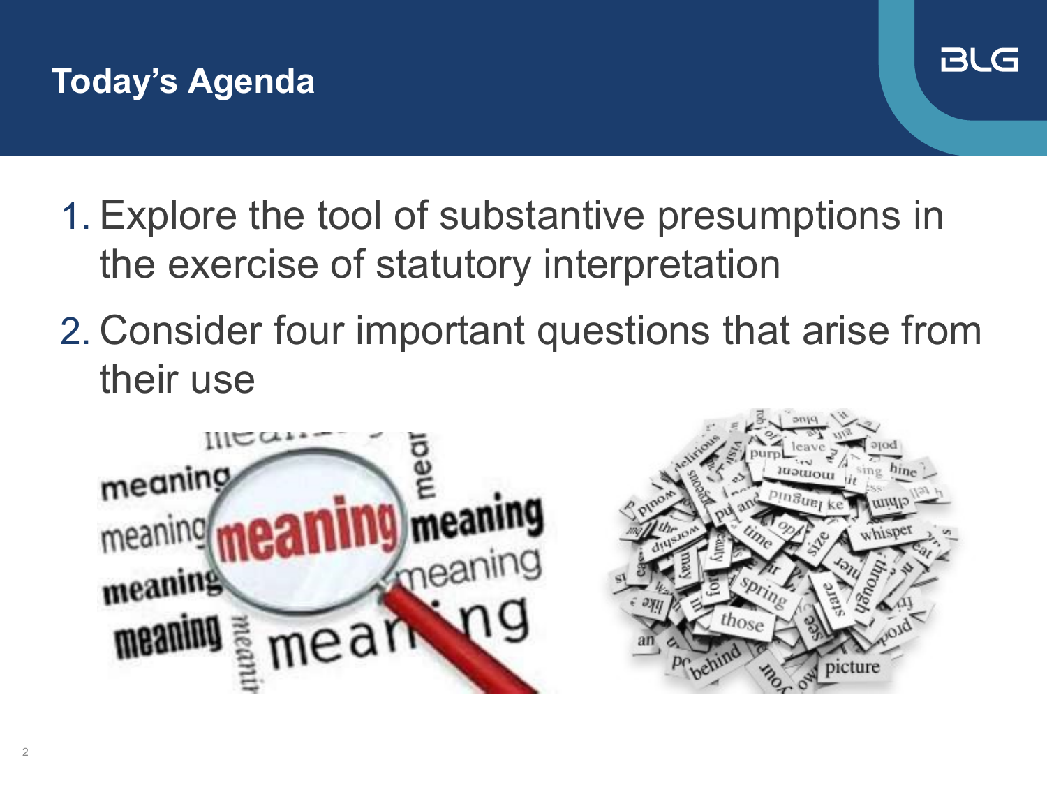# Today's Agenda

1. Explore the tool of substantive presumptions in the exercise of statutory interpretation
2. Consider four important questions that arise from their use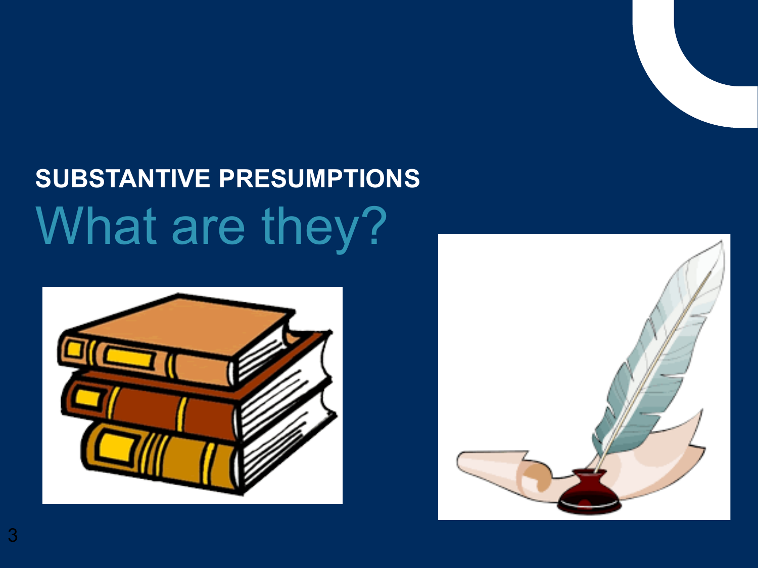## SUBSTANTIVE PRESUMPTIONS

# What are they?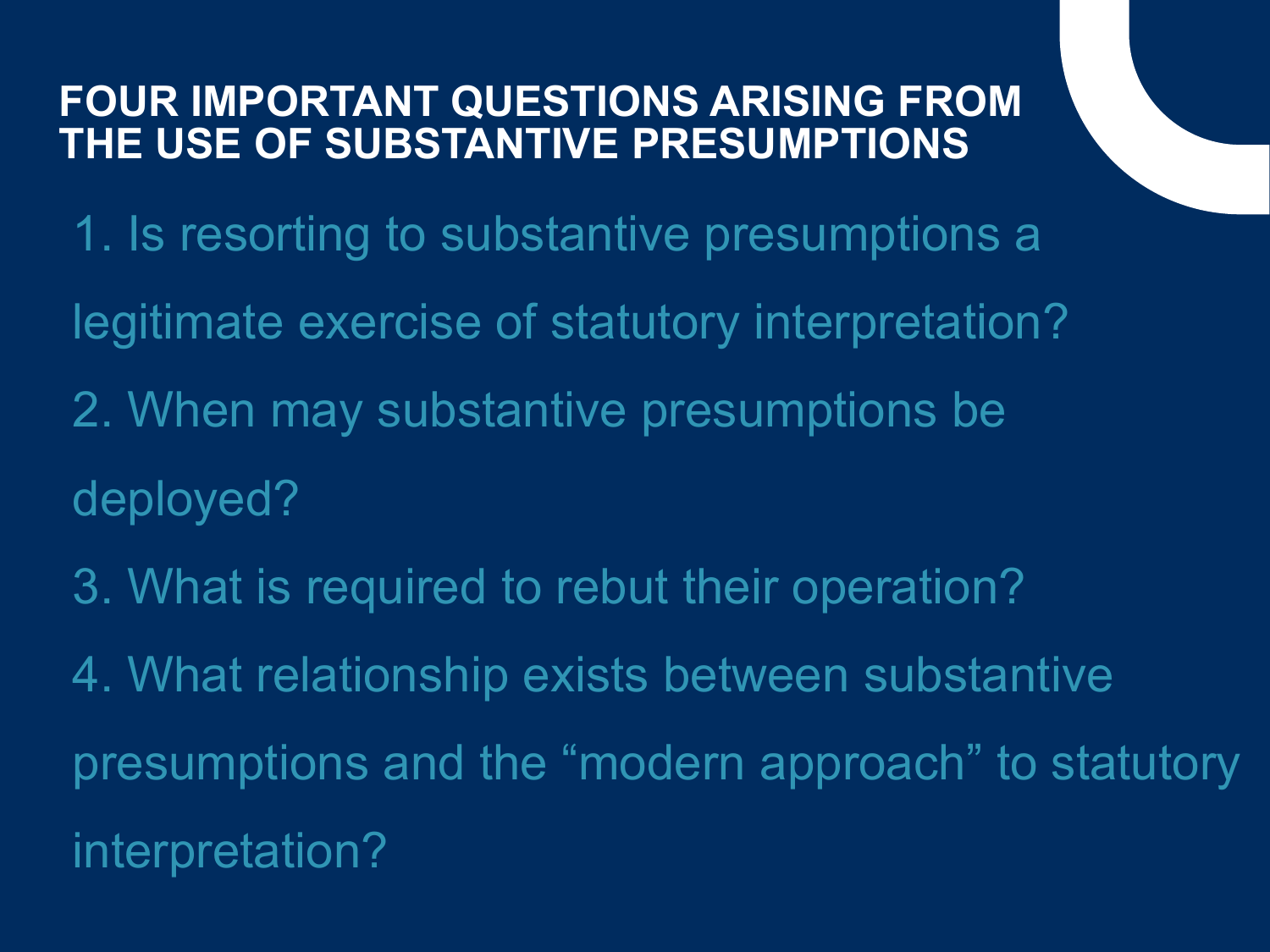## FOUR IMPORTANT QUESTIONS ARISING FROM THE USE OF SUBSTANTIVE PRESUMPTIONS

1. Is resorting to substantive presumptions a legitimate exercise of statutory interpretation?
2. When may substantive presumptions be deployed?
3. What is required to rebut their operation?
4. What relationship exists between substantive presumptions and the “modern approach” to statutory interpretation?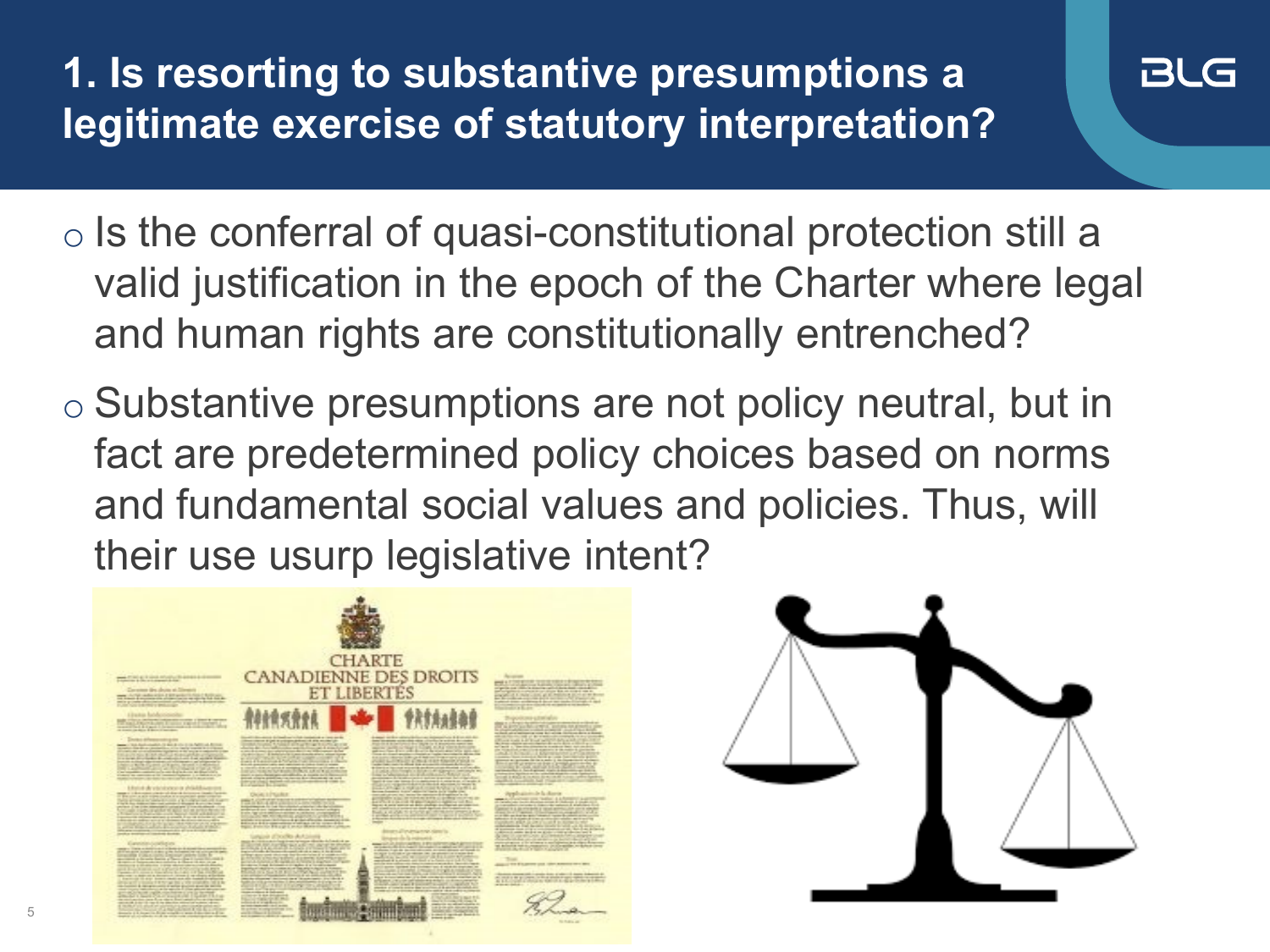# 1. Is resorting to substantive presumptions a legitimate exercise of statutory interpretation?

- Is the conferral of quasi-constitutional protection still a valid justification in the epoch of the Charter where legal and human rights are constitutionally entrenched?
- Substantive presumptions are not policy neutral, but in fact are predetermined policy choices based on norms and fundamental social values and policies. Thus, will their use usurp legislative intent?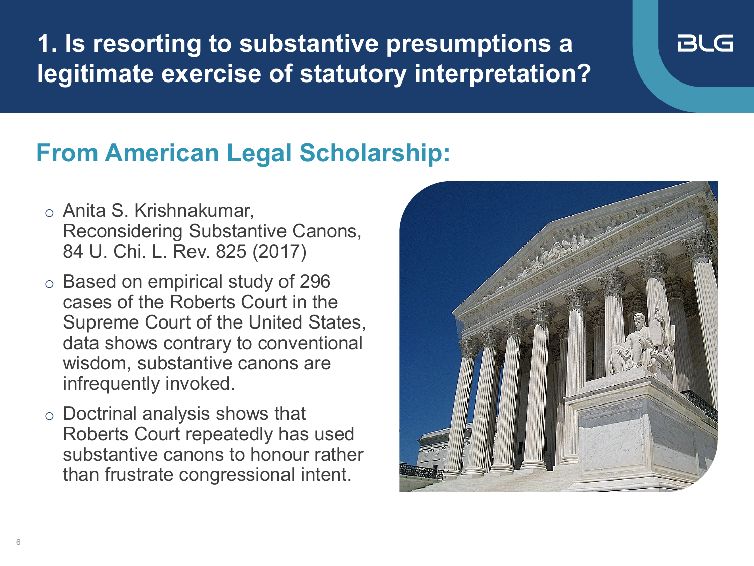# 1. Is resorting to substantive presumptions a legitimate exercise of statutory interpretation?

## From American Legal Scholarship:

- Anita S. Krishnakumar, Reconsidering Substantive Canons, 84 U. Chi. L. Rev. 825 (2017)
- Based on empirical study of 296 cases of the Roberts Court in the Supreme Court of the United States, data shows contrary to conventional wisdom, substantive canons are infrequently invoked.
- Doctrinal analysis shows that Roberts Court repeatedly has used substantive canons to honour rather than frustrate congressional intent.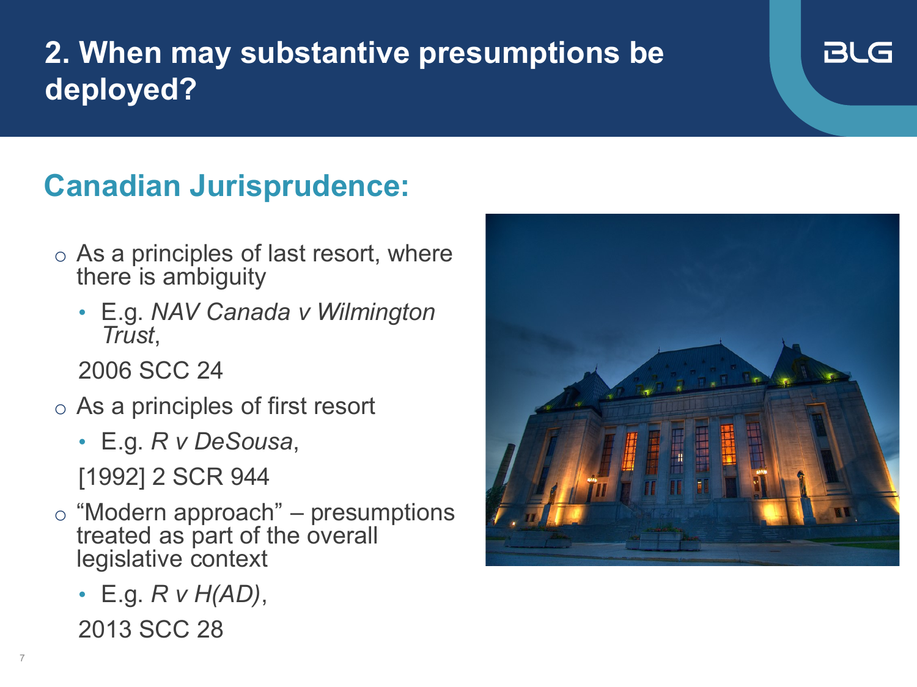# 2. When may substantive presumptions be deployed?

## Canadian Jurisprudence:

- As a principles of last resort, where there is ambiguity
  - E.g. *NAV Canada v Wilmington Trust*,

  2006 SCC 24
- As a principles of first resort
  - E.g. *R v DeSousa*,

  [1992] 2 SCR 944
- "Modern approach" – presumptions treated as part of the overall legislative context
  - E.g. *R v H(AD)*,

  2013 SCC 28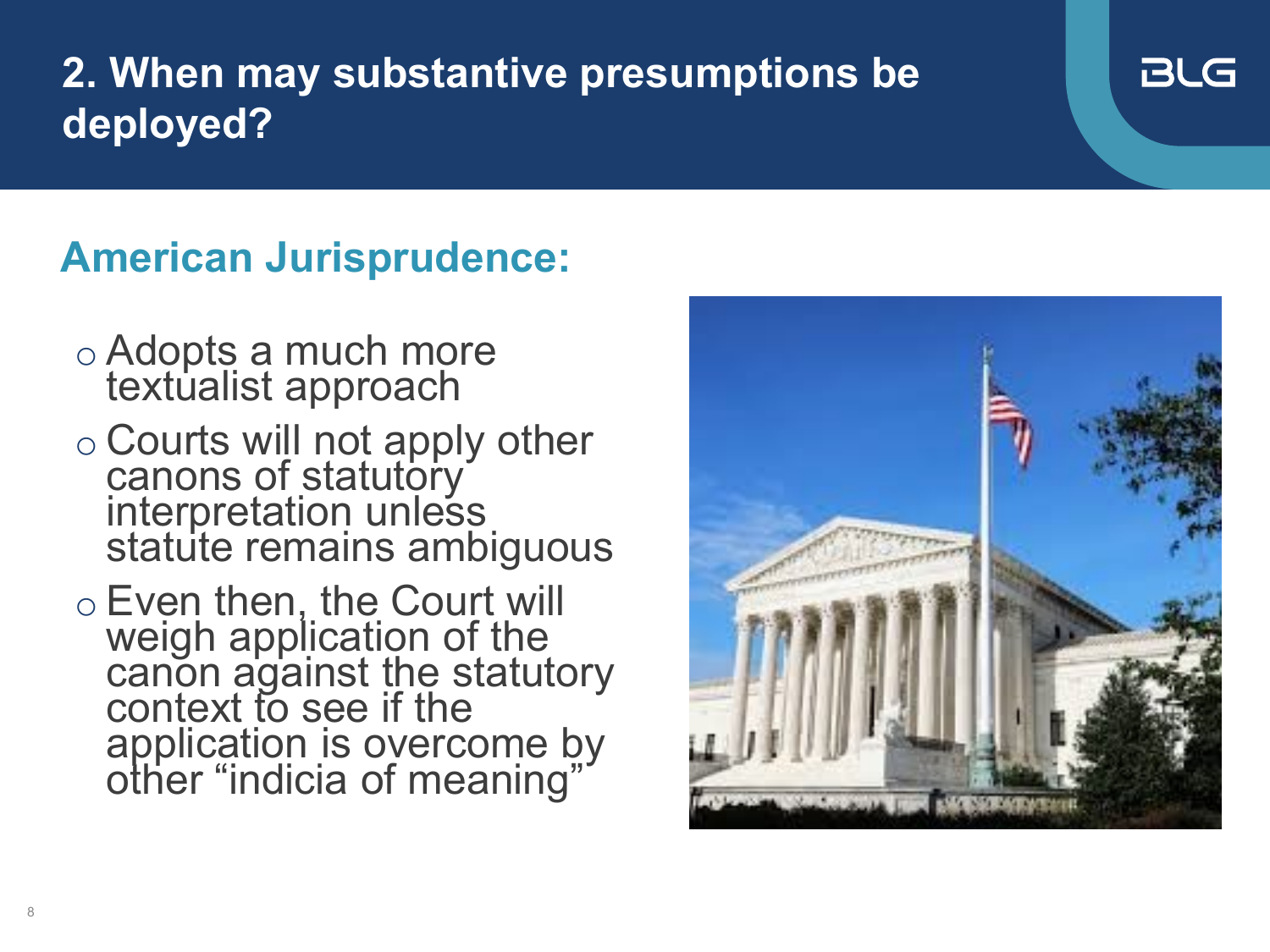# 2. When may substantive presumptions be deployed?

## American Jurisprudence:

- Adopts a much more textualist approach
- Courts will not apply other canons of statutory interpretation unless statute remains ambiguous
- Even then, the Court will weigh application of the canon against the statutory context to see if the application is overcome by other "indicia of meaning"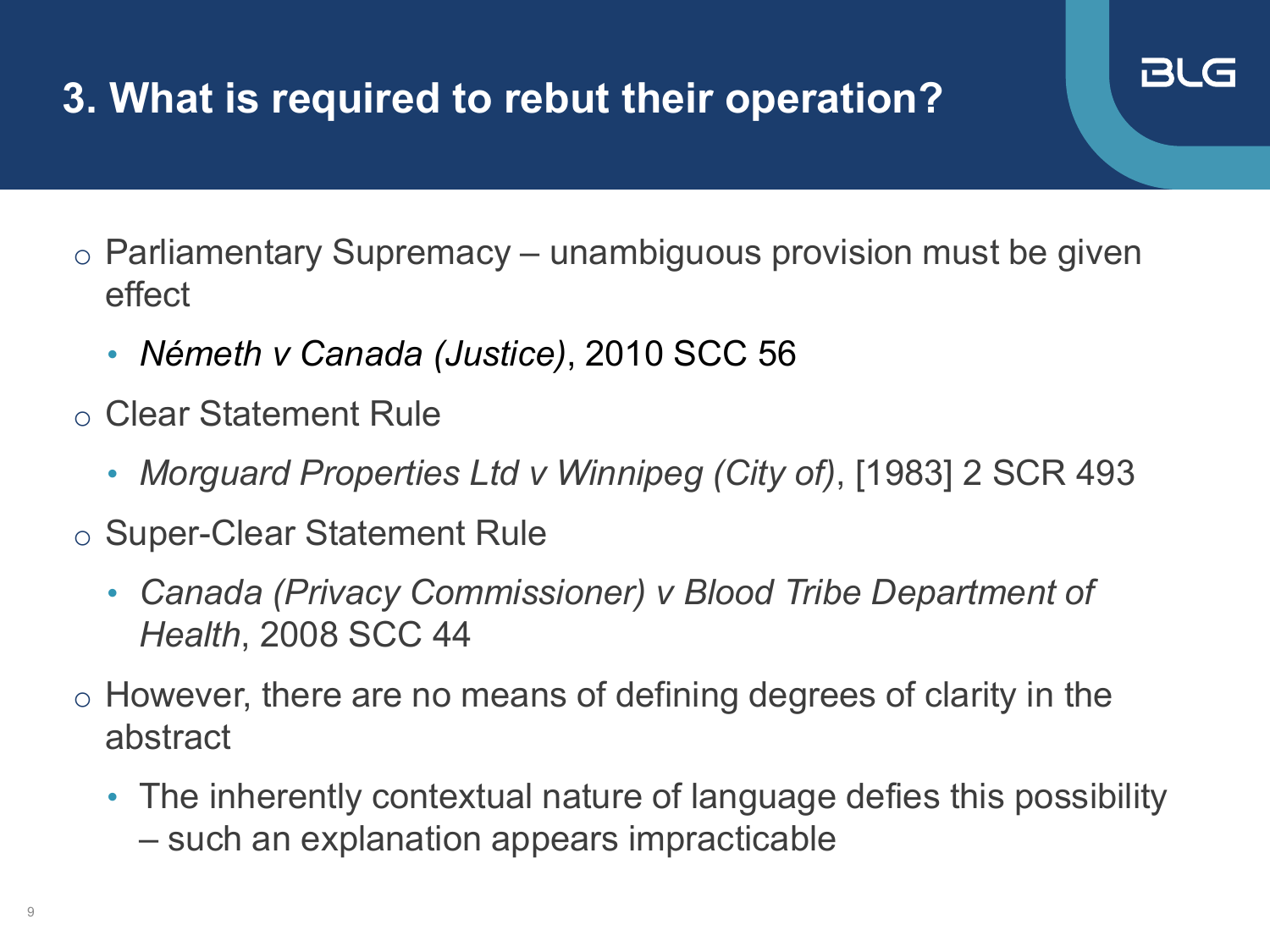# 3. What is required to rebut their operation?

- Parliamentary Supremacy – unambiguous provision must be given effect
  - *Németh v Canada (Justice)*, 2010 SCC 56
- Clear Statement Rule
  - *Morguard Properties Ltd v Winnipeg (City of)*, [1983] 2 SCR 493
- Super-Clear Statement Rule
  - *Canada (Privacy Commissioner) v Blood Tribe Department of Health*, 2008 SCC 44
- However, there are no means of defining degrees of clarity in the abstract
  - The inherently contextual nature of language defies this possibility – such an explanation appears impracticable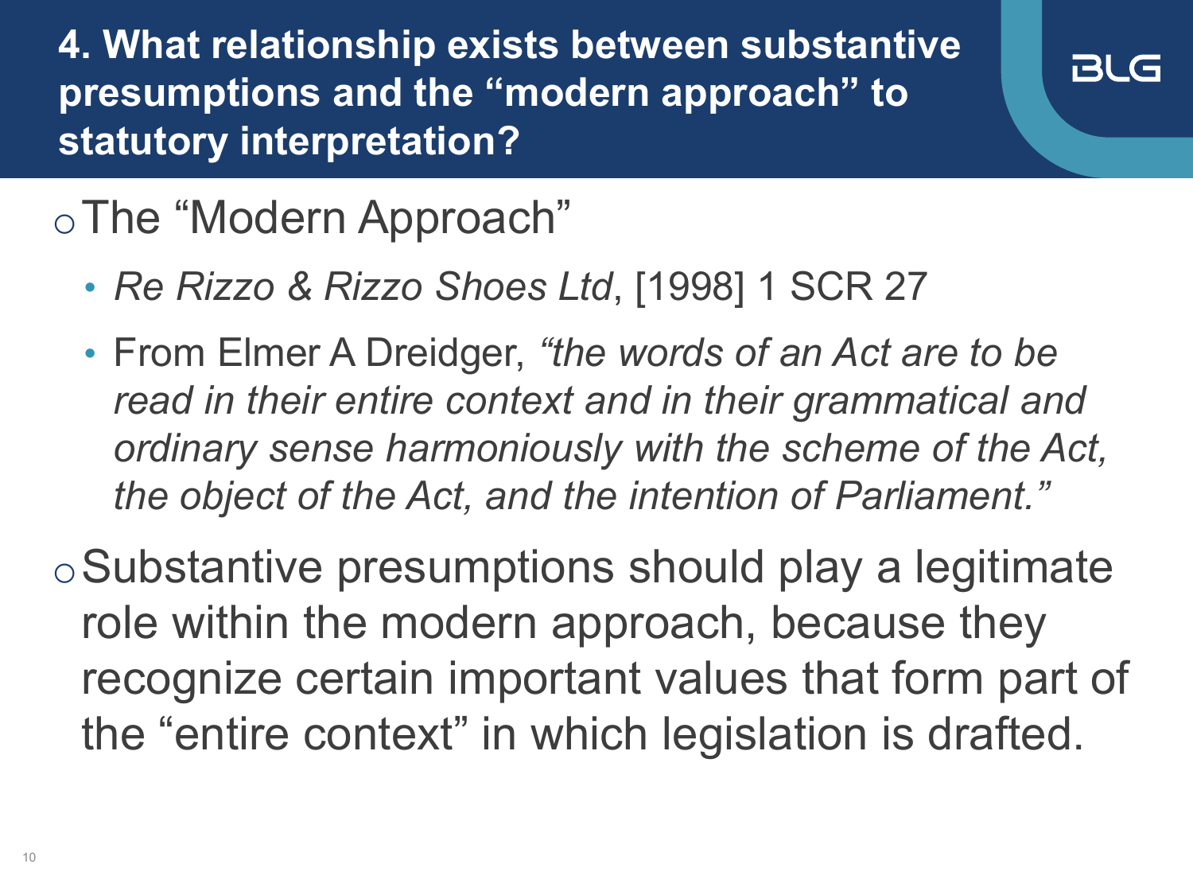# 4. What relationship exists between substantive presumptions and the "modern approach" to statutory interpretation?

- The "Modern Approach"
  - *Re Rizzo & Rizzo Shoes Ltd*, [1998] 1 SCR 27
  - From Elmer A Dreidger, *"the words of an Act are to be read in their entire context and in their grammatical and ordinary sense harmoniously with the scheme of the Act, the object of the Act, and the intention of Parliament."*
- Substantive presumptions should play a legitimate role within the modern approach, because they recognize certain important values that form part of the "entire context" in which legislation is drafted.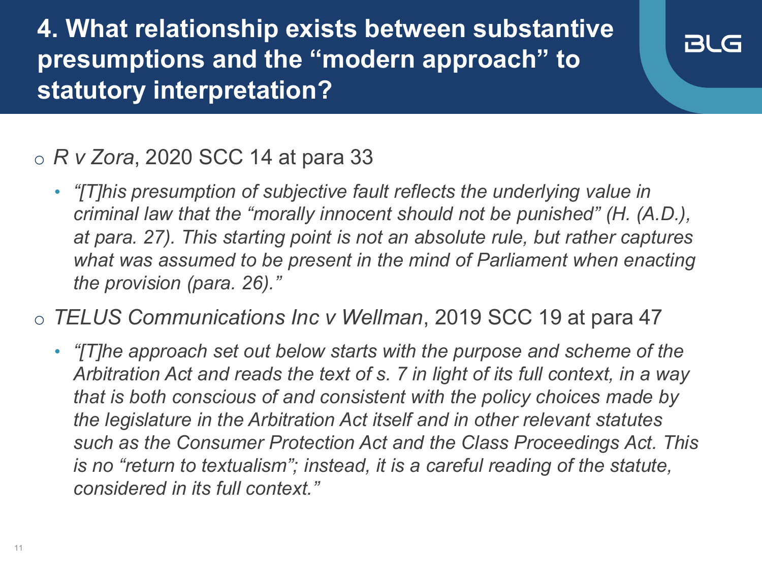# 4. What relationship exists between substantive presumptions and the "modern approach" to statutory interpretation?

- *R v Zora*, 2020 SCC 14 at para 33
  - *"[T]his presumption of subjective fault reflects the underlying value in criminal law that the "morally innocent should not be punished" (H. (A.D.), at para. 27). This starting point is not an absolute rule, but rather captures what was assumed to be present in the mind of Parliament when enacting the provision (para. 26)."*
- *TELUS Communications Inc v Wellman*, 2019 SCC 19 at para 47
  - *"[T]he approach set out below starts with the purpose and scheme of the Arbitration Act and reads the text of s. 7 in light of its full context, in a way that is both conscious of and consistent with the policy choices made by the legislature in the Arbitration Act itself and in other relevant statutes such as the Consumer Protection Act and the Class Proceedings Act. This is no "return to textualism"; instead, it is a careful reading of the statute, considered in its full context."*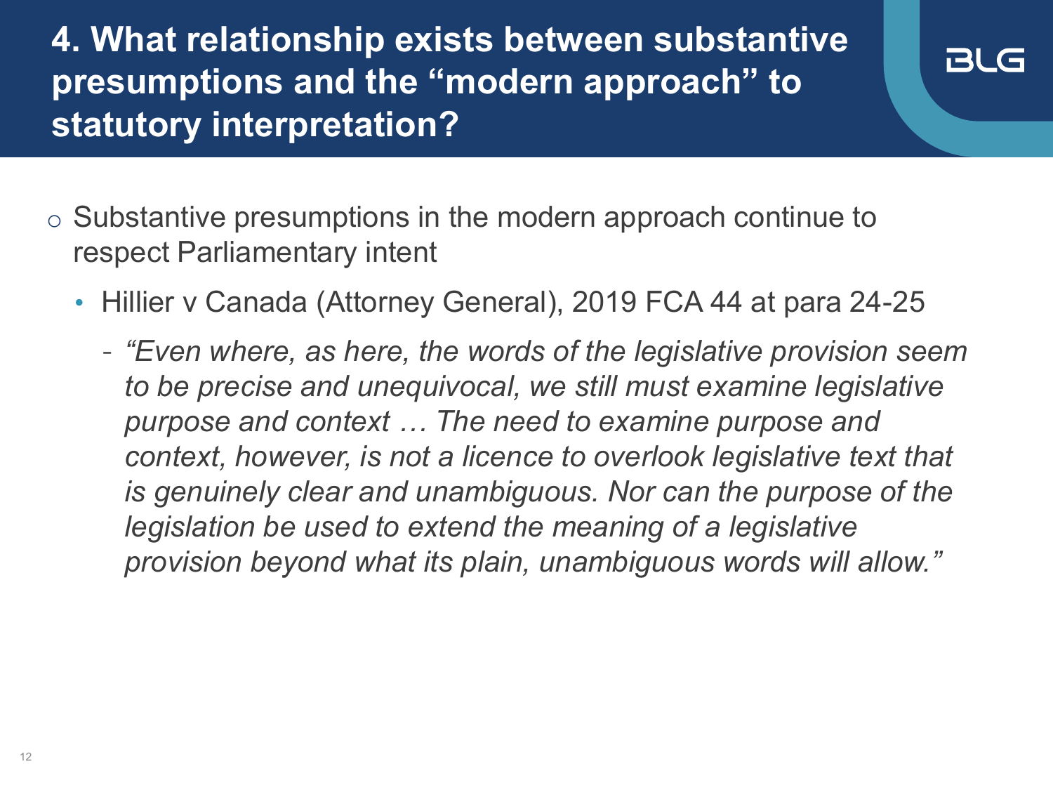# 4. What relationship exists between substantive presumptions and the "modern approach" to statutory interpretation?

- Substantive presumptions in the modern approach continue to respect Parliamentary intent
  - Hillier v Canada (Attorney General), 2019 FCA 44 at para 24-25
    - *"Even where, as here, the words of the legislative provision seem to be precise and unequivocal, we still must examine legislative purpose and context … The need to examine purpose and context, however, is not a licence to overlook legislative text that is genuinely clear and unambiguous. Nor can the purpose of the legislation be used to extend the meaning of a legislative provision beyond what its plain, unambiguous words will allow."*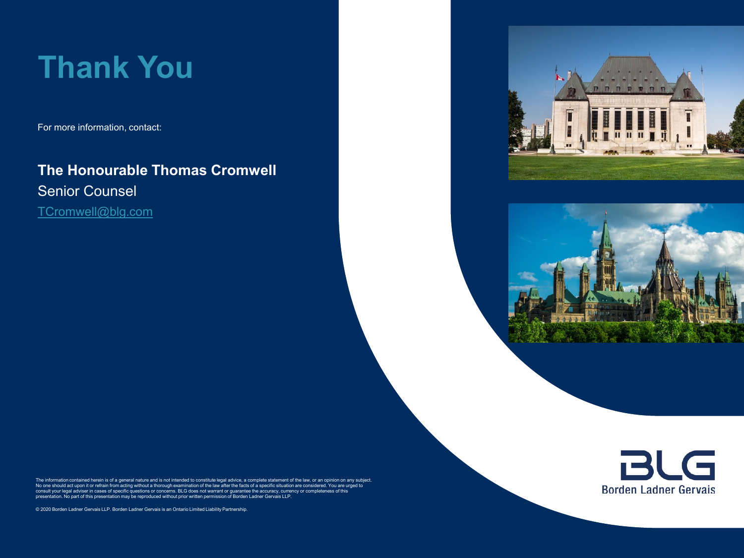# Thank You

For more information, contact:

**The Honourable Thomas Cromwell**
Senior Counsel
TCromwell@blg.com

The information contained herein is of a general nature and is not intended to constitute legal advice, a complete statement of the law, or an opinion on any subject. No one should act upon it or refrain from acting without a thorough examination of the law after the facts of a specific situation are considered. You are urged to consult your legal adviser in cases of specific questions or concerns. BLG does not warrant or guarantee the accuracy, currency or completeness of this presentation. No part of this presentation may be reproduced without prior written permission of Borden Ladner Gervais LLP.

© 2020 Borden Ladner Gervais LLP. Borden Ladner Gervais is an Ontario Limited Liability Partnership.

BLG
Borden Ladner Gervais